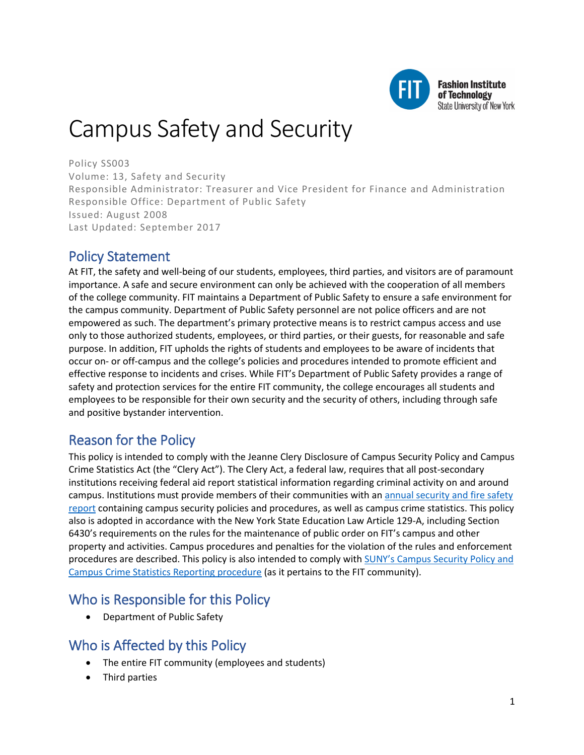# Campus Safety and Security

Policy SS003
Volume: 13, Safety and Security
Responsible Administrator: Treasurer and Vice President for Finance and Administration
Responsible Office: Department of Public Safety
Issued: August 2008
Last Updated: September 2017

## Policy Statement

At FIT, the safety and well-being of our students, employees, third parties, and visitors are of paramount importance. A safe and secure environment can only be achieved with the cooperation of all members of the college community. FIT maintains a Department of Public Safety to ensure a safe environment for the campus community. Department of Public Safety personnel are not police officers and are not empowered as such. The department's primary protective means is to restrict campus access and use only to those authorized students, employees, or third parties, or their guests, for reasonable and safe purpose. In addition, FIT upholds the rights of students and employees to be aware of incidents that occur on- or off-campus and the college's policies and procedures intended to promote efficient and effective response to incidents and crises. While FIT's Department of Public Safety provides a range of safety and protection services for the entire FIT community, the college encourages all students and employees to be responsible for their own security and the security of others, including through safe and positive bystander intervention.

## Reason for the Policy

This policy is intended to comply with the Jeanne Clery Disclosure of Campus Security Policy and Campus Crime Statistics Act (the "Clery Act"). The Clery Act, a federal law, requires that all post-secondary institutions receiving federal aid report statistical information regarding criminal activity on and around campus. Institutions must provide members of their communities with an annual security and fire safety report containing campus security policies and procedures, as well as campus crime statistics. This policy also is adopted in accordance with the New York State Education Law Article 129-A, including Section 6430's requirements on the rules for the maintenance of public order on FIT's campus and other property and activities. Campus procedures and penalties for the violation of the rules and enforcement procedures are described. This policy is also intended to comply with SUNY's Campus Security Policy and Campus Crime Statistics Reporting procedure (as it pertains to the FIT community).

## Who is Responsible for this Policy

- Department of Public Safety

## Who is Affected by this Policy

- The entire FIT community (employees and students)
- Third parties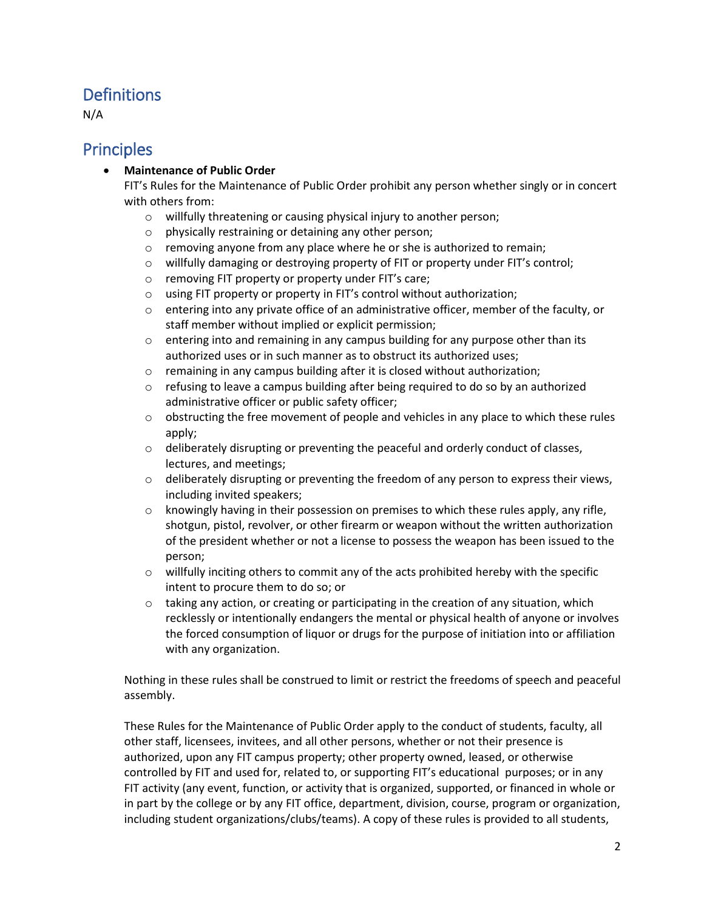## Definitions

N/A

## Principles

- **Maintenance of Public Order**

  FIT's Rules for the Maintenance of Public Order prohibit any person whether singly or in concert with others from:

  - willfully threatening or causing physical injury to another person;
  - physically restraining or detaining any other person;
  - removing anyone from any place where he or she is authorized to remain;
  - willfully damaging or destroying property of FIT or property under FIT's control;
  - removing FIT property or property under FIT's care;
  - using FIT property or property in FIT's control without authorization;
  - entering into any private office of an administrative officer, member of the faculty, or staff member without implied or explicit permission;
  - entering into and remaining in any campus building for any purpose other than its authorized uses or in such manner as to obstruct its authorized uses;
  - remaining in any campus building after it is closed without authorization;
  - refusing to leave a campus building after being required to do so by an authorized administrative officer or public safety officer;
  - obstructing the free movement of people and vehicles in any place to which these rules apply;
  - deliberately disrupting or preventing the peaceful and orderly conduct of classes, lectures, and meetings;
  - deliberately disrupting or preventing the freedom of any person to express their views, including invited speakers;
  - knowingly having in their possession on premises to which these rules apply, any rifle, shotgun, pistol, revolver, or other firearm or weapon without the written authorization of the president whether or not a license to possess the weapon has been issued to the person;
  - willfully inciting others to commit any of the acts prohibited hereby with the specific intent to procure them to do so; or
  - taking any action, or creating or participating in the creation of any situation, which recklessly or intentionally endangers the mental or physical health of anyone or involves the forced consumption of liquor or drugs for the purpose of initiation into or affiliation with any organization.

  Nothing in these rules shall be construed to limit or restrict the freedoms of speech and peaceful assembly.

  These Rules for the Maintenance of Public Order apply to the conduct of students, faculty, all other staff, licensees, invitees, and all other persons, whether or not their presence is authorized, upon any FIT campus property; other property owned, leased, or otherwise controlled by FIT and used for, related to, or supporting FIT's educational purposes; or in any FIT activity (any event, function, or activity that is organized, supported, or financed in whole or in part by the college or by any FIT office, department, division, course, program or organization, including student organizations/clubs/teams). A copy of these rules is provided to all students,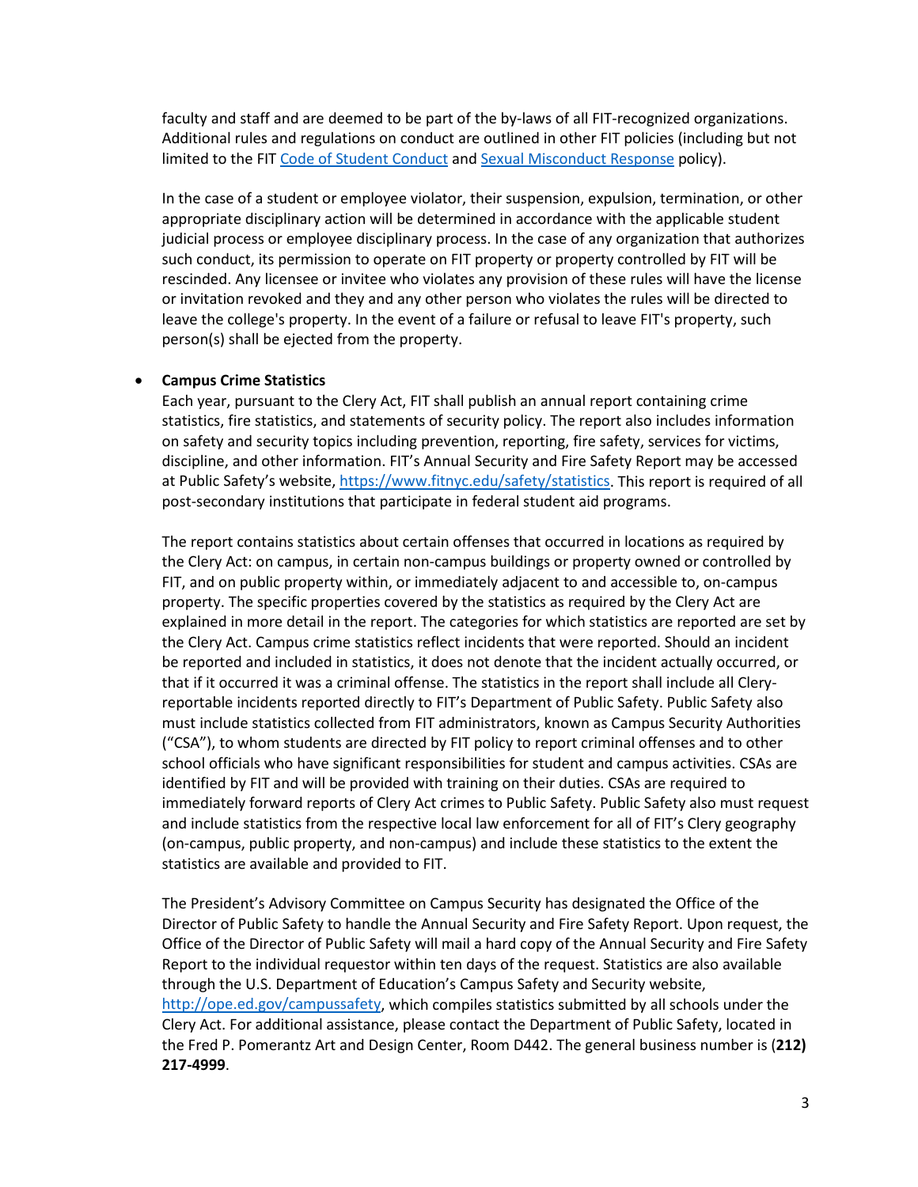faculty and staff and are deemed to be part of the by-laws of all FIT-recognized organizations. Additional rules and regulations on conduct are outlined in other FIT policies (including but not limited to the FIT Code of Student Conduct and Sexual Misconduct Response policy).

In the case of a student or employee violator, their suspension, expulsion, termination, or other appropriate disciplinary action will be determined in accordance with the applicable student judicial process or employee disciplinary process. In the case of any organization that authorizes such conduct, its permission to operate on FIT property or property controlled by FIT will be rescinded. Any licensee or invitee who violates any provision of these rules will have the license or invitation revoked and they and any other person who violates the rules will be directed to leave the college's property. In the event of a failure or refusal to leave FIT's property, such person(s) shall be ejected from the property.

- **Campus Crime Statistics**

  Each year, pursuant to the Clery Act, FIT shall publish an annual report containing crime statistics, fire statistics, and statements of security policy. The report also includes information on safety and security topics including prevention, reporting, fire safety, services for victims, discipline, and other information. FIT's Annual Security and Fire Safety Report may be accessed at Public Safety's website, https://www.fitnyc.edu/safety/statistics. This report is required of all post-secondary institutions that participate in federal student aid programs.

  The report contains statistics about certain offenses that occurred in locations as required by the Clery Act: on campus, in certain non-campus buildings or property owned or controlled by FIT, and on public property within, or immediately adjacent to and accessible to, on-campus property. The specific properties covered by the statistics as required by the Clery Act are explained in more detail in the report. The categories for which statistics are reported are set by the Clery Act. Campus crime statistics reflect incidents that were reported. Should an incident be reported and included in statistics, it does not denote that the incident actually occurred, or that if it occurred it was a criminal offense. The statistics in the report shall include all Clery-reportable incidents reported directly to FIT's Department of Public Safety. Public Safety also must include statistics collected from FIT administrators, known as Campus Security Authorities ("CSA"), to whom students are directed by FIT policy to report criminal offenses and to other school officials who have significant responsibilities for student and campus activities. CSAs are identified by FIT and will be provided with training on their duties. CSAs are required to immediately forward reports of Clery Act crimes to Public Safety. Public Safety also must request and include statistics from the respective local law enforcement for all of FIT's Clery geography (on-campus, public property, and non-campus) and include these statistics to the extent the statistics are available and provided to FIT.

  The President's Advisory Committee on Campus Security has designated the Office of the Director of Public Safety to handle the Annual Security and Fire Safety Report. Upon request, the Office of the Director of Public Safety will mail a hard copy of the Annual Security and Fire Safety Report to the individual requestor within ten days of the request. Statistics are also available through the U.S. Department of Education's Campus Safety and Security website, http://ope.ed.gov/campussafety, which compiles statistics submitted by all schools under the Clery Act. For additional assistance, please contact the Department of Public Safety, located in the Fred P. Pomerantz Art and Design Center, Room D442. The general business number is (**212) 217-4999**.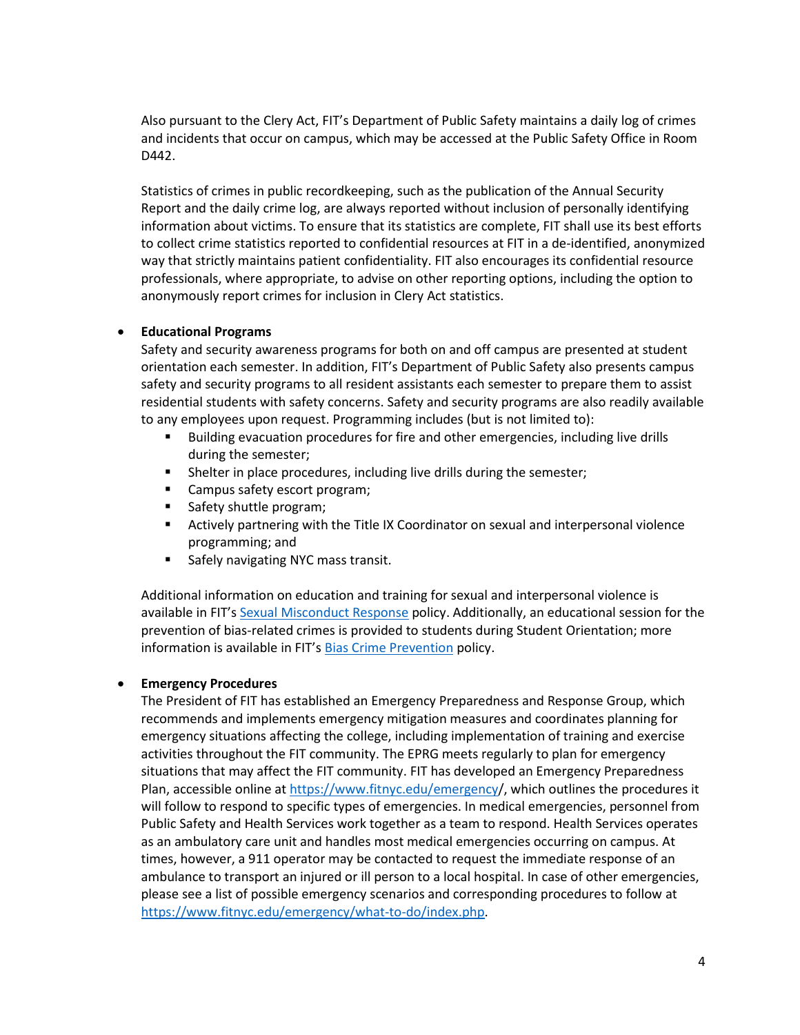Also pursuant to the Clery Act, FIT's Department of Public Safety maintains a daily log of crimes and incidents that occur on campus, which may be accessed at the Public Safety Office in Room D442.

Statistics of crimes in public recordkeeping, such as the publication of the Annual Security Report and the daily crime log, are always reported without inclusion of personally identifying information about victims. To ensure that its statistics are complete, FIT shall use its best efforts to collect crime statistics reported to confidential resources at FIT in a de-identified, anonymized way that strictly maintains patient confidentiality. FIT also encourages its confidential resource professionals, where appropriate, to advise on other reporting options, including the option to anonymously report crimes for inclusion in Clery Act statistics.

- **Educational Programs**
  Safety and security awareness programs for both on and off campus are presented at student orientation each semester. In addition, FIT's Department of Public Safety also presents campus safety and security programs to all resident assistants each semester to prepare them to assist residential students with safety concerns. Safety and security programs are also readily available to any employees upon request. Programming includes (but is not limited to):
    - Building evacuation procedures for fire and other emergencies, including live drills during the semester;
    - Shelter in place procedures, including live drills during the semester;
    - Campus safety escort program;
    - Safety shuttle program;
    - Actively partnering with the Title IX Coordinator on sexual and interpersonal violence programming; and
    - Safely navigating NYC mass transit.

  Additional information on education and training for sexual and interpersonal violence is available in FIT's Sexual Misconduct Response policy. Additionally, an educational session for the prevention of bias-related crimes is provided to students during Student Orientation; more information is available in FIT's Bias Crime Prevention policy.

- **Emergency Procedures**
  The President of FIT has established an Emergency Preparedness and Response Group, which recommends and implements emergency mitigation measures and coordinates planning for emergency situations affecting the college, including implementation of training and exercise activities throughout the FIT community. The EPRG meets regularly to plan for emergency situations that may affect the FIT community. FIT has developed an Emergency Preparedness Plan, accessible online at https://www.fitnyc.edu/emergency/, which outlines the procedures it will follow to respond to specific types of emergencies. In medical emergencies, personnel from Public Safety and Health Services work together as a team to respond. Health Services operates as an ambulatory care unit and handles most medical emergencies occurring on campus. At times, however, a 911 operator may be contacted to request the immediate response of an ambulance to transport an injured or ill person to a local hospital. In case of other emergencies, please see a list of possible emergency scenarios and corresponding procedures to follow at https://www.fitnyc.edu/emergency/what-to-do/index.php.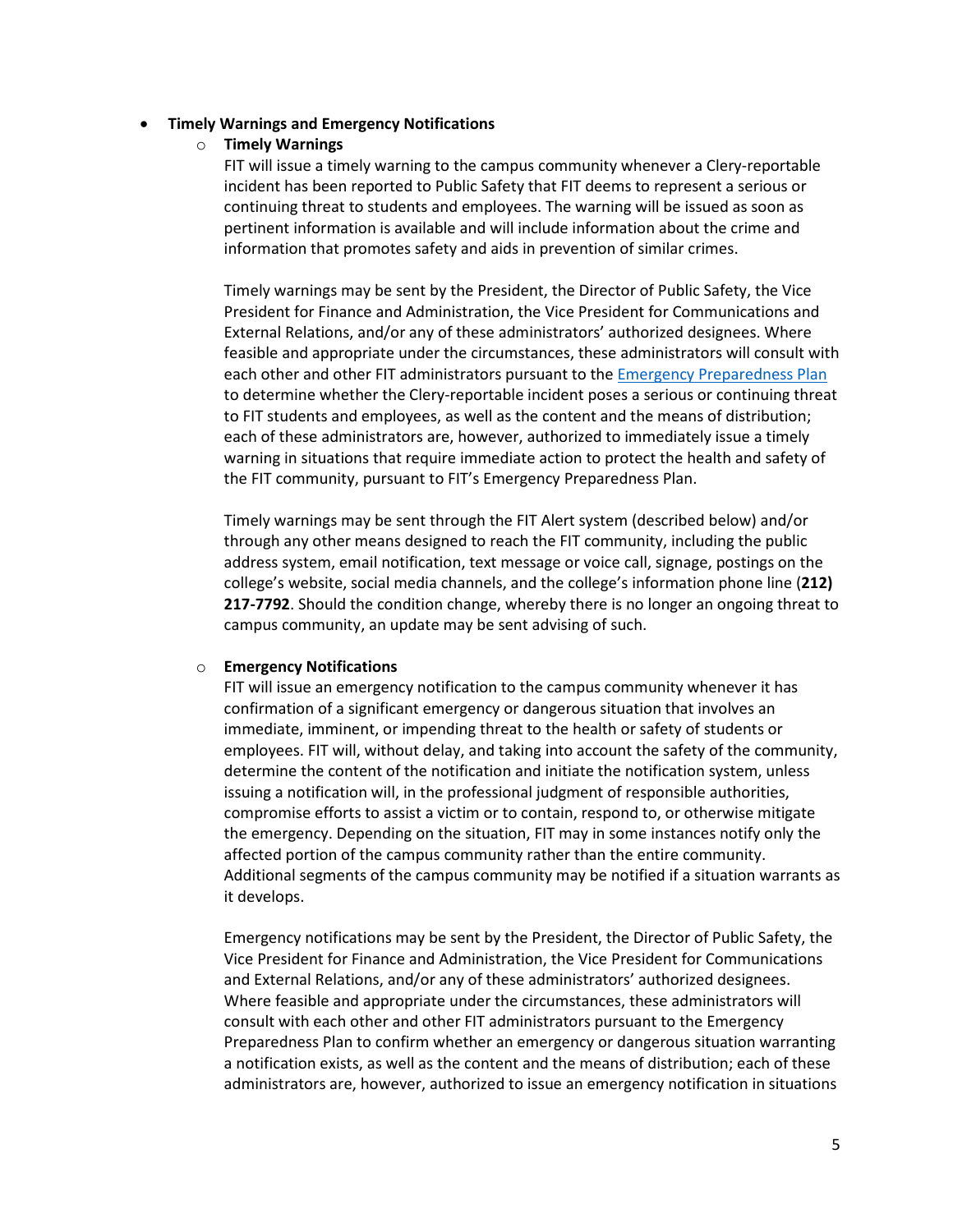- **Timely Warnings and Emergency Notifications**
  - **Timely Warnings**

    FIT will issue a timely warning to the campus community whenever a Clery-reportable incident has been reported to Public Safety that FIT deems to represent a serious or continuing threat to students and employees. The warning will be issued as soon as pertinent information is available and will include information about the crime and information that promotes safety and aids in prevention of similar crimes.

    Timely warnings may be sent by the President, the Director of Public Safety, the Vice President for Finance and Administration, the Vice President for Communications and External Relations, and/or any of these administrators' authorized designees. Where feasible and appropriate under the circumstances, these administrators will consult with each other and other FIT administrators pursuant to the [Emergency Preparedness Plan](#) to determine whether the Clery-reportable incident poses a serious or continuing threat to FIT students and employees, as well as the content and the means of distribution; each of these administrators are, however, authorized to immediately issue a timely warning in situations that require immediate action to protect the health and safety of the FIT community, pursuant to FIT's Emergency Preparedness Plan.

    Timely warnings may be sent through the FIT Alert system (described below) and/or through any other means designed to reach the FIT community, including the public address system, email notification, text message or voice call, signage, postings on the college's website, social media channels, and the college's information phone line (**212) 217-7792**. Should the condition change, whereby there is no longer an ongoing threat to campus community, an update may be sent advising of such.

  - **Emergency Notifications**

    FIT will issue an emergency notification to the campus community whenever it has confirmation of a significant emergency or dangerous situation that involves an immediate, imminent, or impending threat to the health or safety of students or employees. FIT will, without delay, and taking into account the safety of the community, determine the content of the notification and initiate the notification system, unless issuing a notification will, in the professional judgment of responsible authorities, compromise efforts to assist a victim or to contain, respond to, or otherwise mitigate the emergency. Depending on the situation, FIT may in some instances notify only the affected portion of the campus community rather than the entire community. Additional segments of the campus community may be notified if a situation warrants as it develops.

    Emergency notifications may be sent by the President, the Director of Public Safety, the Vice President for Finance and Administration, the Vice President for Communications and External Relations, and/or any of these administrators' authorized designees. Where feasible and appropriate under the circumstances, these administrators will consult with each other and other FIT administrators pursuant to the Emergency Preparedness Plan to confirm whether an emergency or dangerous situation warranting a notification exists, as well as the content and the means of distribution; each of these administrators are, however, authorized to issue an emergency notification in situations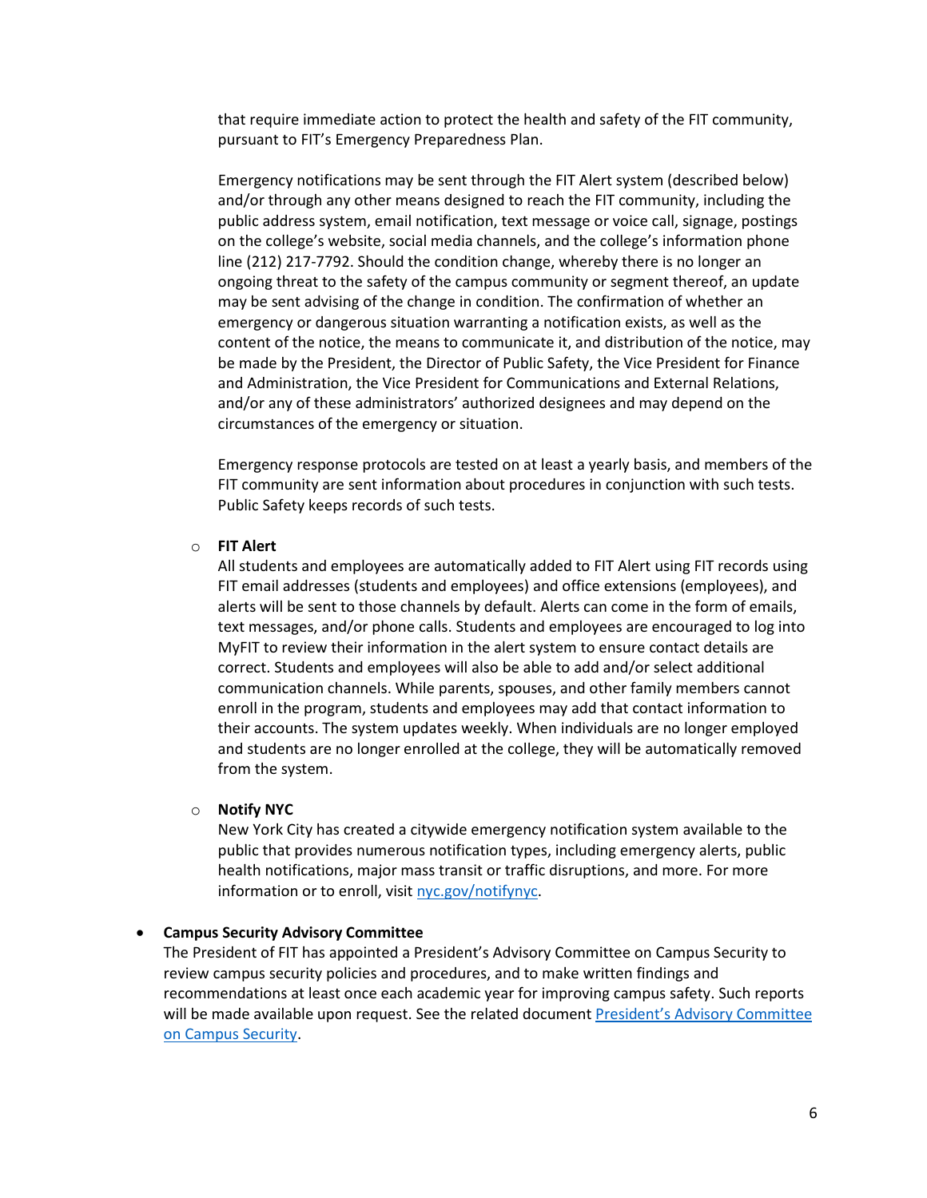that require immediate action to protect the health and safety of the FIT community, pursuant to FIT's Emergency Preparedness Plan.

Emergency notifications may be sent through the FIT Alert system (described below) and/or through any other means designed to reach the FIT community, including the public address system, email notification, text message or voice call, signage, postings on the college's website, social media channels, and the college's information phone line (212) 217-7792. Should the condition change, whereby there is no longer an ongoing threat to the safety of the campus community or segment thereof, an update may be sent advising of the change in condition. The confirmation of whether an emergency or dangerous situation warranting a notification exists, as well as the content of the notice, the means to communicate it, and distribution of the notice, may be made by the President, the Director of Public Safety, the Vice President for Finance and Administration, the Vice President for Communications and External Relations, and/or any of these administrators' authorized designees and may depend on the circumstances of the emergency or situation.

Emergency response protocols are tested on at least a yearly basis, and members of the FIT community are sent information about procedures in conjunction with such tests. Public Safety keeps records of such tests.

- **FIT Alert**
  All students and employees are automatically added to FIT Alert using FIT records using FIT email addresses (students and employees) and office extensions (employees), and alerts will be sent to those channels by default. Alerts can come in the form of emails, text messages, and/or phone calls. Students and employees are encouraged to log into MyFIT to review their information in the alert system to ensure contact details are correct. Students and employees will also be able to add and/or select additional communication channels. While parents, spouses, and other family members cannot enroll in the program, students and employees may add that contact information to their accounts. The system updates weekly. When individuals are no longer employed and students are no longer enrolled at the college, they will be automatically removed from the system.

- **Notify NYC**
  New York City has created a citywide emergency notification system available to the public that provides numerous notification types, including emergency alerts, public health notifications, major mass transit or traffic disruptions, and more. For more information or to enroll, visit nyc.gov/notifynyc.

- **Campus Security Advisory Committee**
  The President of FIT has appointed a President's Advisory Committee on Campus Security to review campus security policies and procedures, and to make written findings and recommendations at least once each academic year for improving campus safety. Such reports will be made available upon request. See the related document President's Advisory Committee on Campus Security.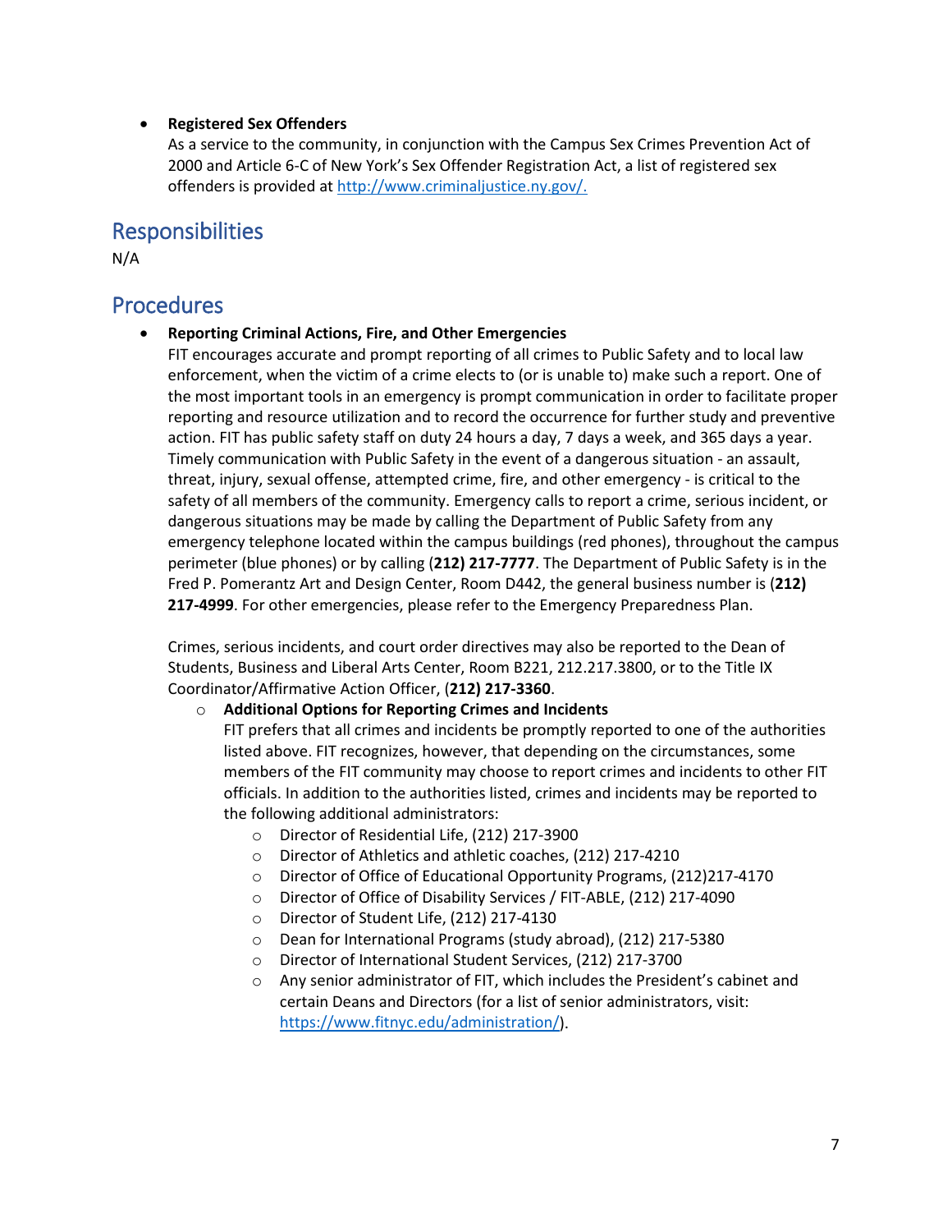- **Registered Sex Offenders**
  As a service to the community, in conjunction with the Campus Sex Crimes Prevention Act of 2000 and Article 6-C of New York's Sex Offender Registration Act, a list of registered sex offenders is provided at [http://www.criminaljustice.ny.gov/.](http://www.criminaljustice.ny.gov/)

## Responsibilities

N/A

## Procedures

- **Reporting Criminal Actions, Fire, and Other Emergencies**
  FIT encourages accurate and prompt reporting of all crimes to Public Safety and to local law enforcement, when the victim of a crime elects to (or is unable to) make such a report. One of the most important tools in an emergency is prompt communication in order to facilitate proper reporting and resource utilization and to record the occurrence for further study and preventive action. FIT has public safety staff on duty 24 hours a day, 7 days a week, and 365 days a year. Timely communication with Public Safety in the event of a dangerous situation - an assault, threat, injury, sexual offense, attempted crime, fire, and other emergency - is critical to the safety of all members of the community. Emergency calls to report a crime, serious incident, or dangerous situations may be made by calling the Department of Public Safety from any emergency telephone located within the campus buildings (red phones), throughout the campus perimeter (blue phones) or by calling (**212) 217-7777**. The Department of Public Safety is in the Fred P. Pomerantz Art and Design Center, Room D442, the general business number is (**212) 217-4999**. For other emergencies, please refer to the Emergency Preparedness Plan.

  Crimes, serious incidents, and court order directives may also be reported to the Dean of Students, Business and Liberal Arts Center, Room B221, 212.217.3800, or to the Title IX Coordinator/Affirmative Action Officer, (**212) 217-3360**.

  - **Additional Options for Reporting Crimes and Incidents**
    FIT prefers that all crimes and incidents be promptly reported to one of the authorities listed above. FIT recognizes, however, that depending on the circumstances, some members of the FIT community may choose to report crimes and incidents to other FIT officials. In addition to the authorities listed, crimes and incidents may be reported to the following additional administrators:
    - Director of Residential Life, (212) 217-3900
    - Director of Athletics and athletic coaches, (212) 217-4210
    - Director of Office of Educational Opportunity Programs, (212)217-4170
    - Director of Office of Disability Services / FIT-ABLE, (212) 217-4090
    - Director of Student Life, (212) 217-4130
    - Dean for International Programs (study abroad), (212) 217-5380
    - Director of International Student Services, (212) 217-3700
    - Any senior administrator of FIT, which includes the President's cabinet and certain Deans and Directors (for a list of senior administrators, visit: [https://www.fitnyc.edu/administration/](https://www.fitnyc.edu/administration/)).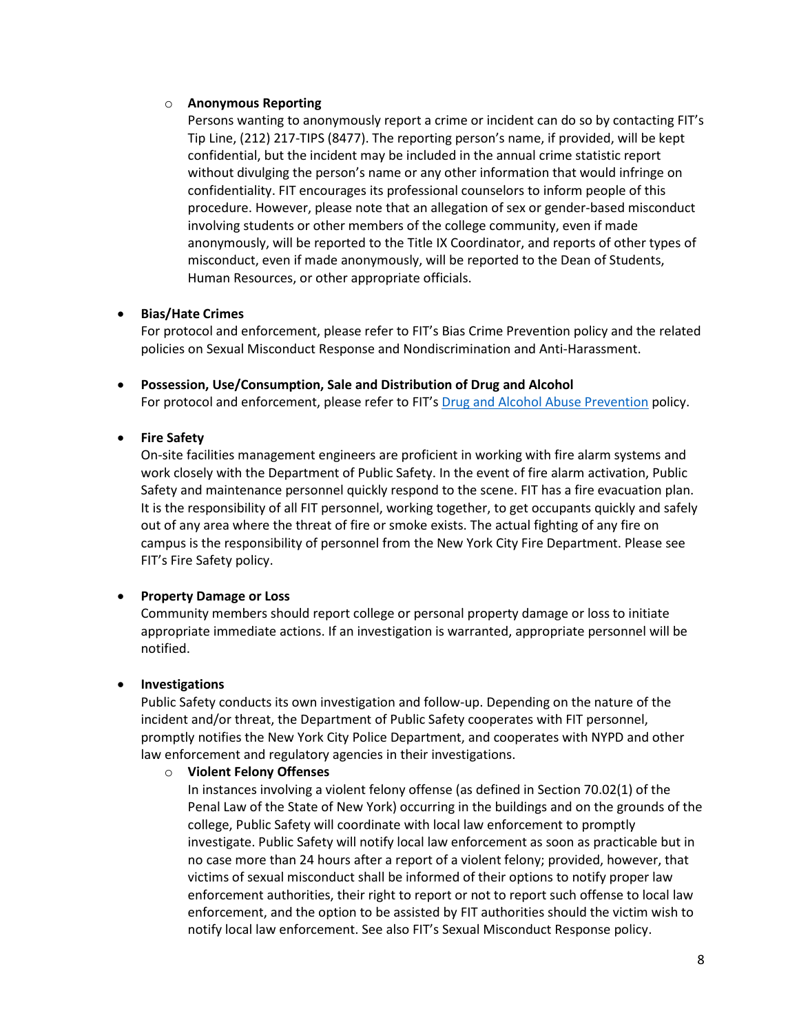- **Anonymous Reporting**
  Persons wanting to anonymously report a crime or incident can do so by contacting FIT's Tip Line, (212) 217-TIPS (8477). The reporting person's name, if provided, will be kept confidential, but the incident may be included in the annual crime statistic report without divulging the person's name or any other information that would infringe on confidentiality. FIT encourages its professional counselors to inform people of this procedure. However, please note that an allegation of sex or gender-based misconduct involving students or other members of the college community, even if made anonymously, will be reported to the Title IX Coordinator, and reports of other types of misconduct, even if made anonymously, will be reported to the Dean of Students, Human Resources, or other appropriate officials.

- **Bias/Hate Crimes**
  For protocol and enforcement, please refer to FIT's Bias Crime Prevention policy and the related policies on Sexual Misconduct Response and Nondiscrimination and Anti-Harassment.

- **Possession, Use/Consumption, Sale and Distribution of Drug and Alcohol**
  For protocol and enforcement, please refer to FIT's Drug and Alcohol Abuse Prevention policy.

- **Fire Safety**
  On-site facilities management engineers are proficient in working with fire alarm systems and work closely with the Department of Public Safety. In the event of fire alarm activation, Public Safety and maintenance personnel quickly respond to the scene. FIT has a fire evacuation plan. It is the responsibility of all FIT personnel, working together, to get occupants quickly and safely out of any area where the threat of fire or smoke exists. The actual fighting of any fire on campus is the responsibility of personnel from the New York City Fire Department. Please see FIT's Fire Safety policy.

- **Property Damage or Loss**
  Community members should report college or personal property damage or loss to initiate appropriate immediate actions. If an investigation is warranted, appropriate personnel will be notified.

- **Investigations**
  Public Safety conducts its own investigation and follow-up. Depending on the nature of the incident and/or threat, the Department of Public Safety cooperates with FIT personnel, promptly notifies the New York City Police Department, and cooperates with NYPD and other law enforcement and regulatory agencies in their investigations.
  - **Violent Felony Offenses**
    In instances involving a violent felony offense (as defined in Section 70.02(1) of the Penal Law of the State of New York) occurring in the buildings and on the grounds of the college, Public Safety will coordinate with local law enforcement to promptly investigate. Public Safety will notify local law enforcement as soon as practicable but in no case more than 24 hours after a report of a violent felony; provided, however, that victims of sexual misconduct shall be informed of their options to notify proper law enforcement authorities, their right to report or not to report such offense to local law enforcement, and the option to be assisted by FIT authorities should the victim wish to notify local law enforcement. See also FIT's Sexual Misconduct Response policy.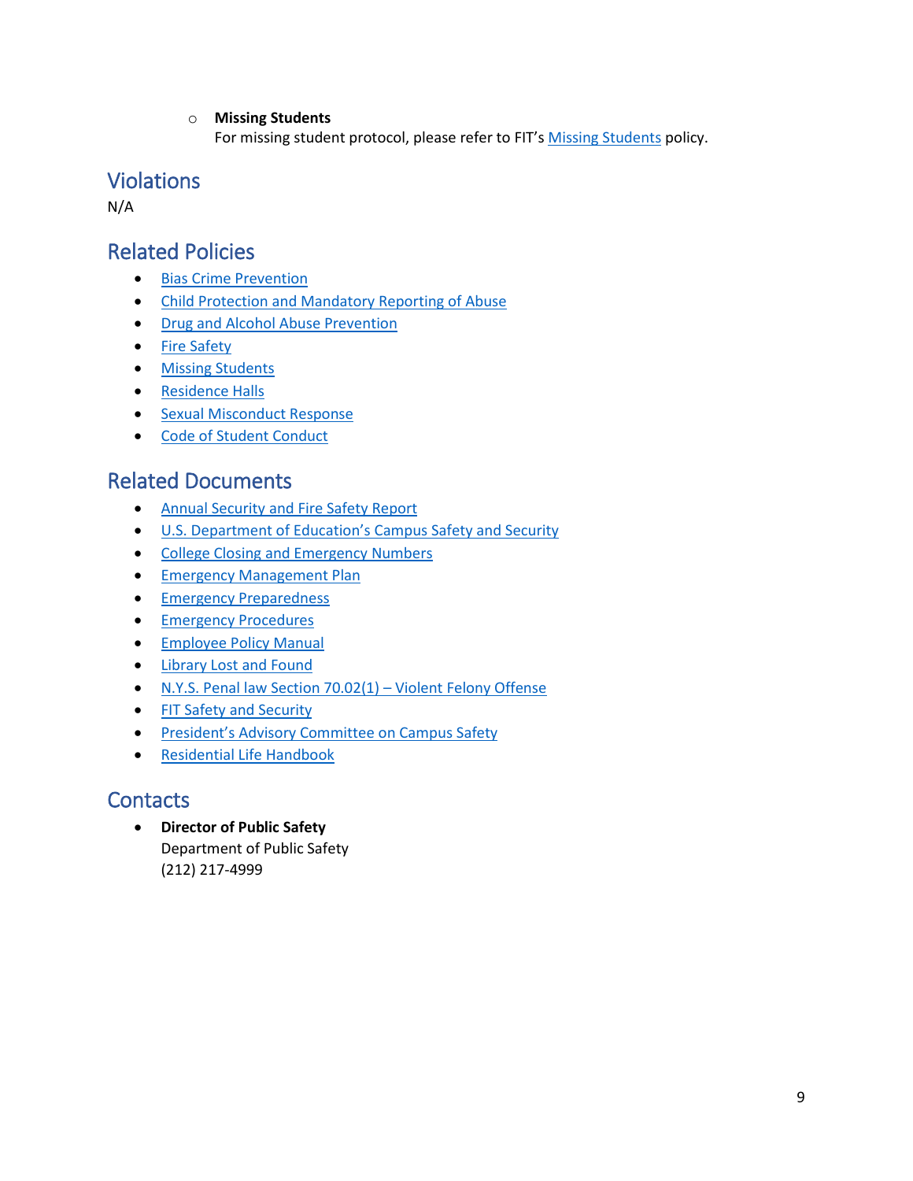- **Missing Students**
  For missing student protocol, please refer to FIT's Missing Students policy.

## Violations

N/A

## Related Policies

- Bias Crime Prevention
- Child Protection and Mandatory Reporting of Abuse
- Drug and Alcohol Abuse Prevention
- Fire Safety
- Missing Students
- Residence Halls
- Sexual Misconduct Response
- Code of Student Conduct

## Related Documents

- Annual Security and Fire Safety Report
- U.S. Department of Education's Campus Safety and Security
- College Closing and Emergency Numbers
- Emergency Management Plan
- Emergency Preparedness
- Emergency Procedures
- Employee Policy Manual
- Library Lost and Found
- N.Y.S. Penal law Section 70.02(1) – Violent Felony Offense
- FIT Safety and Security
- President's Advisory Committee on Campus Safety
- Residential Life Handbook

## Contacts

- **Director of Public Safety**
  Department of Public Safety
  (212) 217-4999